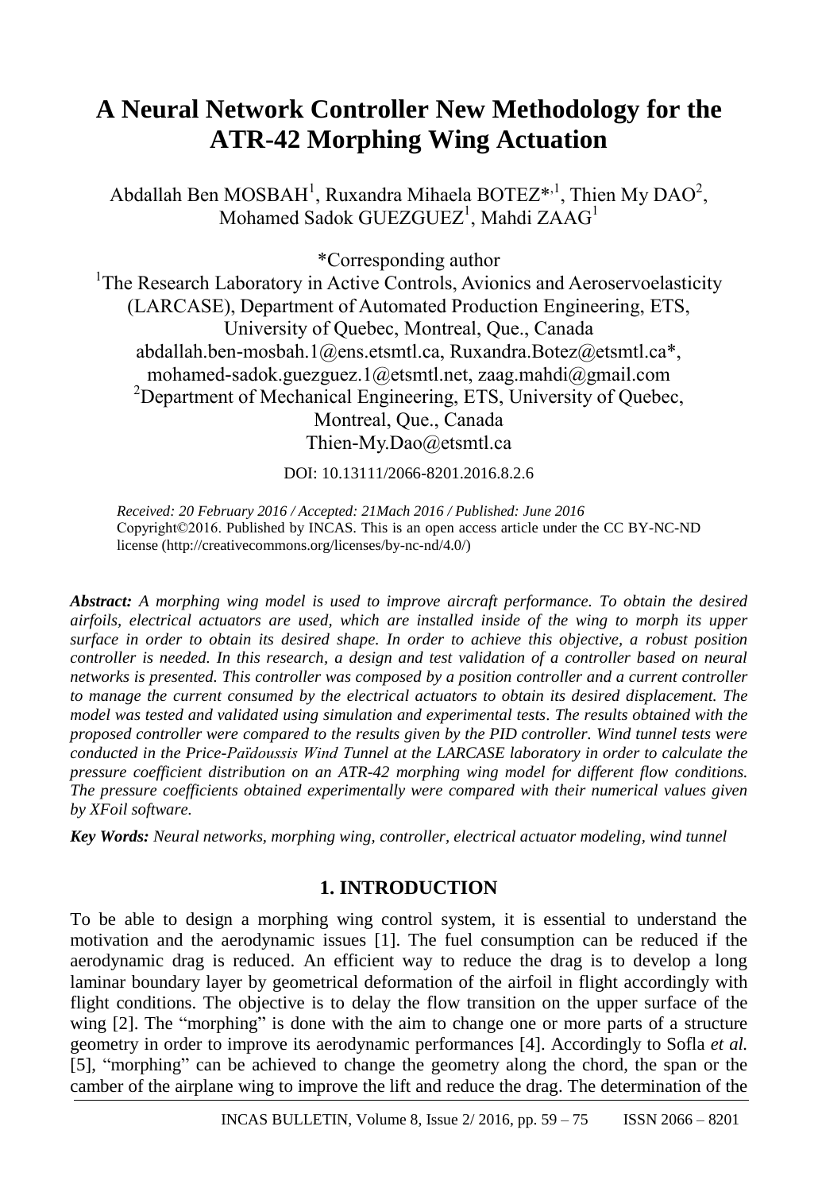# A Neural Network Controller New Methodology for the ATR-42 Morphing Wing Actuation

Abdallah Ben MOSBAH[1], Ruxandra Mihaela BOTEZ*[,1], Thien My DAO[2], Mohamed Sadok GUEZGUEZ[1], Mahdi ZAAG[1]

*Corresponding author

[1]The Research Laboratory in Active Controls, Avionics and Aeroservoelasticity (LARCASE), Department of Automated Production Engineering, ETS, University of Quebec, Montreal, Que., Canada
abdallah.ben-mosbah.1@ens.etsmtl.ca, Ruxandra.Botez@etsmtl.ca*, mohamed-sadok.guezguez.1@etsmtl.net, zaag.mahdi@gmail.com

[2]Department of Mechanical Engineering, ETS, University of Quebec, Montreal, Que., Canada
Thien-My.Dao@etsmtl.ca

DOI: 10.13111/2066-8201.2016.8.2.6

*Received: 20 February 2016 / Accepted: 21Mach 2016 / Published: June 2016*
Copyright©2016. Published by INCAS. This is an open access article under the CC BY-NC-ND license (http://creativecommons.org/licenses/by-nc-nd/4.0/)

***Abstract:*** *A morphing wing model is used to improve aircraft performance. To obtain the desired airfoils, electrical actuators are used, which are installed inside of the wing to morph its upper surface in order to obtain its desired shape. In order to achieve this objective, a robust position controller is needed. In this research, a design and test validation of a controller based on neural networks is presented. This controller was composed by a position controller and a current controller to manage the current consumed by the electrical actuators to obtain its desired displacement. The model was tested and validated using simulation and experimental tests. The results obtained with the proposed controller were compared to the results given by the PID controller. Wind tunnel tests were conducted in the Price-Païdoussis Wind Tunnel at the LARCASE laboratory in order to calculate the pressure coefficient distribution on an ATR-42 morphing wing model for different flow conditions. The pressure coefficients obtained experimentally were compared with their numerical values given by XFoil software.*

***Key Words:*** *Neural networks, morphing wing, controller, electrical actuator modeling, wind tunnel*

## 1. INTRODUCTION

To be able to design a morphing wing control system, it is essential to understand the motivation and the aerodynamic issues [1]. The fuel consumption can be reduced if the aerodynamic drag is reduced. An efficient way to reduce the drag is to develop a long laminar boundary layer by geometrical deformation of the airfoil in flight accordingly with flight conditions. The objective is to delay the flow transition on the upper surface of the wing [2]. The "morphing" is done with the aim to change one or more parts of a structure geometry in order to improve its aerodynamic performances [4]. Accordingly to Sofla *et al.* [5], "morphing" can be achieved to change the geometry along the chord, the span or the camber of the airplane wing to improve the lift and reduce the drag. The determination of the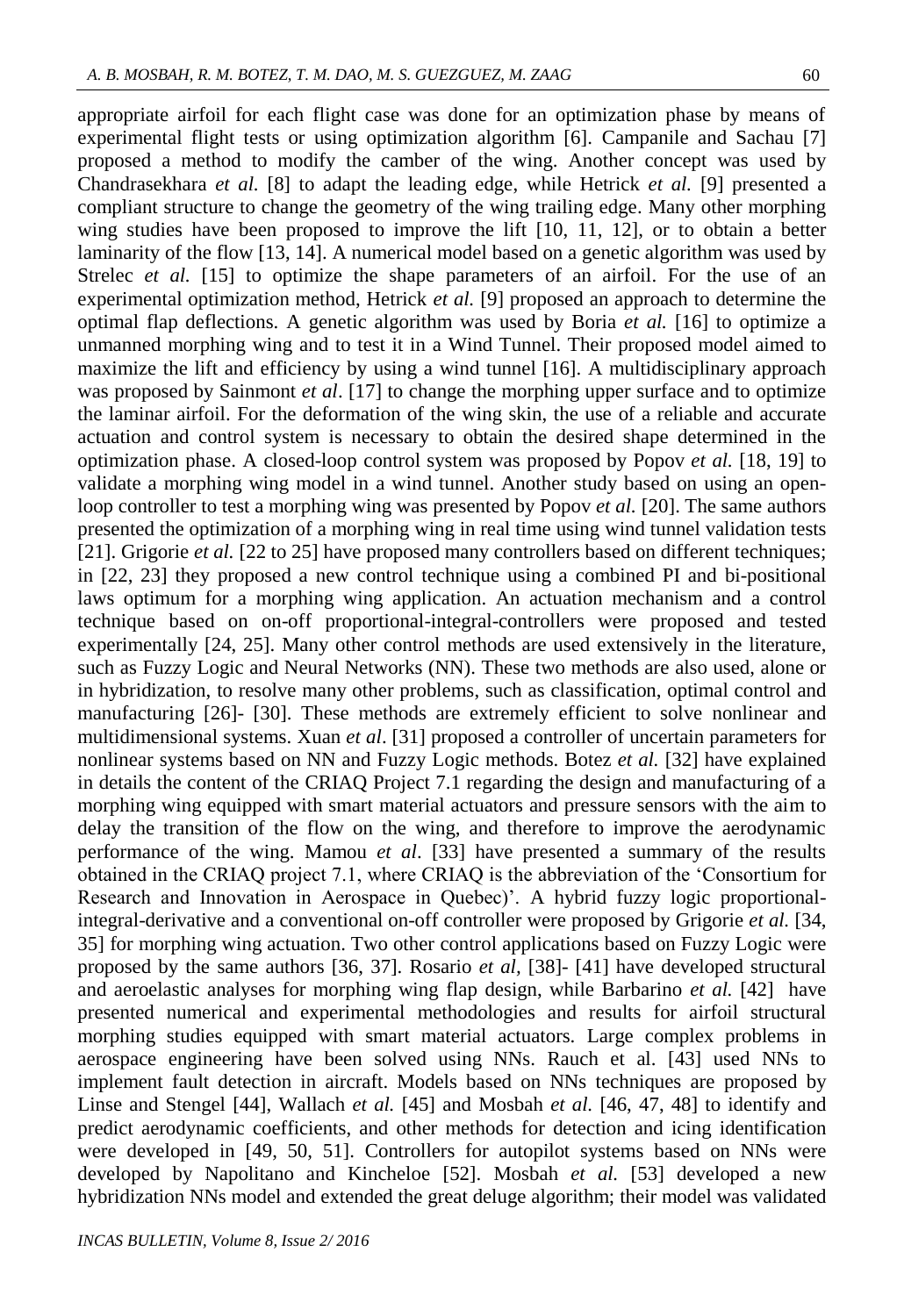appropriate airfoil for each flight case was done for an optimization phase by means of experimental flight tests or using optimization algorithm [6]. Campanile and Sachau [7] proposed a method to modify the camber of the wing. Another concept was used by Chandrasekhara *et al.* [8] to adapt the leading edge, while Hetrick *et al.* [9] presented a compliant structure to change the geometry of the wing trailing edge. Many other morphing wing studies have been proposed to improve the lift [10, 11, 12], or to obtain a better laminarity of the flow [13, 14]. A numerical model based on a genetic algorithm was used by Strelec *et al.* [15] to optimize the shape parameters of an airfoil. For the use of an experimental optimization method, Hetrick *et al.* [9] proposed an approach to determine the optimal flap deflections. A genetic algorithm was used by Boria *et al.* [16] to optimize a unmanned morphing wing and to test it in a Wind Tunnel. Their proposed model aimed to maximize the lift and efficiency by using a wind tunnel [16]. A multidisciplinary approach was proposed by Sainmont *et al*. [17] to change the morphing upper surface and to optimize the laminar airfoil. For the deformation of the wing skin, the use of a reliable and accurate actuation and control system is necessary to obtain the desired shape determined in the optimization phase. A closed-loop control system was proposed by Popov *et al.* [18, 19] to validate a morphing wing model in a wind tunnel. Another study based on using an open-loop controller to test a morphing wing was presented by Popov *et al*. [20]. The same authors presented the optimization of a morphing wing in real time using wind tunnel validation tests [21]. Grigorie *et al.* [22 to 25] have proposed many controllers based on different techniques; in [22, 23] they proposed a new control technique using a combined PI and bi-positional laws optimum for a morphing wing application. An actuation mechanism and a control technique based on on-off proportional-integral-controllers were proposed and tested experimentally [24, 25]. Many other control methods are used extensively in the literature, such as Fuzzy Logic and Neural Networks (NN). These two methods are also used, alone or in hybridization, to resolve many other problems, such as classification, optimal control and manufacturing [26]- [30]. These methods are extremely efficient to solve nonlinear and multidimensional systems. Xuan *et al*. [31] proposed a controller of uncertain parameters for nonlinear systems based on NN and Fuzzy Logic methods. Botez *et al.* [32] have explained in details the content of the CRIAQ Project 7.1 regarding the design and manufacturing of a morphing wing equipped with smart material actuators and pressure sensors with the aim to delay the transition of the flow on the wing, and therefore to improve the aerodynamic performance of the wing. Mamou *et al*. [33] have presented a summary of the results obtained in the CRIAQ project 7.1, where CRIAQ is the abbreviation of the 'Consortium for Research and Innovation in Aerospace in Quebec)'. A hybrid fuzzy logic proportional-integral-derivative and a conventional on-off controller were proposed by Grigorie *et al.* [34, 35] for morphing wing actuation. Two other control applications based on Fuzzy Logic were proposed by the same authors [36, 37]. Rosario *et al*, [38]- [41] have developed structural and aeroelastic analyses for morphing wing flap design, while Barbarino *et al.* [42] have presented numerical and experimental methodologies and results for airfoil structural morphing studies equipped with smart material actuators. Large complex problems in aerospace engineering have been solved using NNs. Rauch et al. [43] used NNs to implement fault detection in aircraft. Models based on NNs techniques are proposed by Linse and Stengel [44], Wallach *et al.* [45] and Mosbah *et al.* [46, 47, 48] to identify and predict aerodynamic coefficients, and other methods for detection and icing identification were developed in [49, 50, 51]. Controllers for autopilot systems based on NNs were developed by Napolitano and Kincheloe [52]. Mosbah *et al.* [53] developed a new hybridization NNs model and extended the great deluge algorithm; their model was validated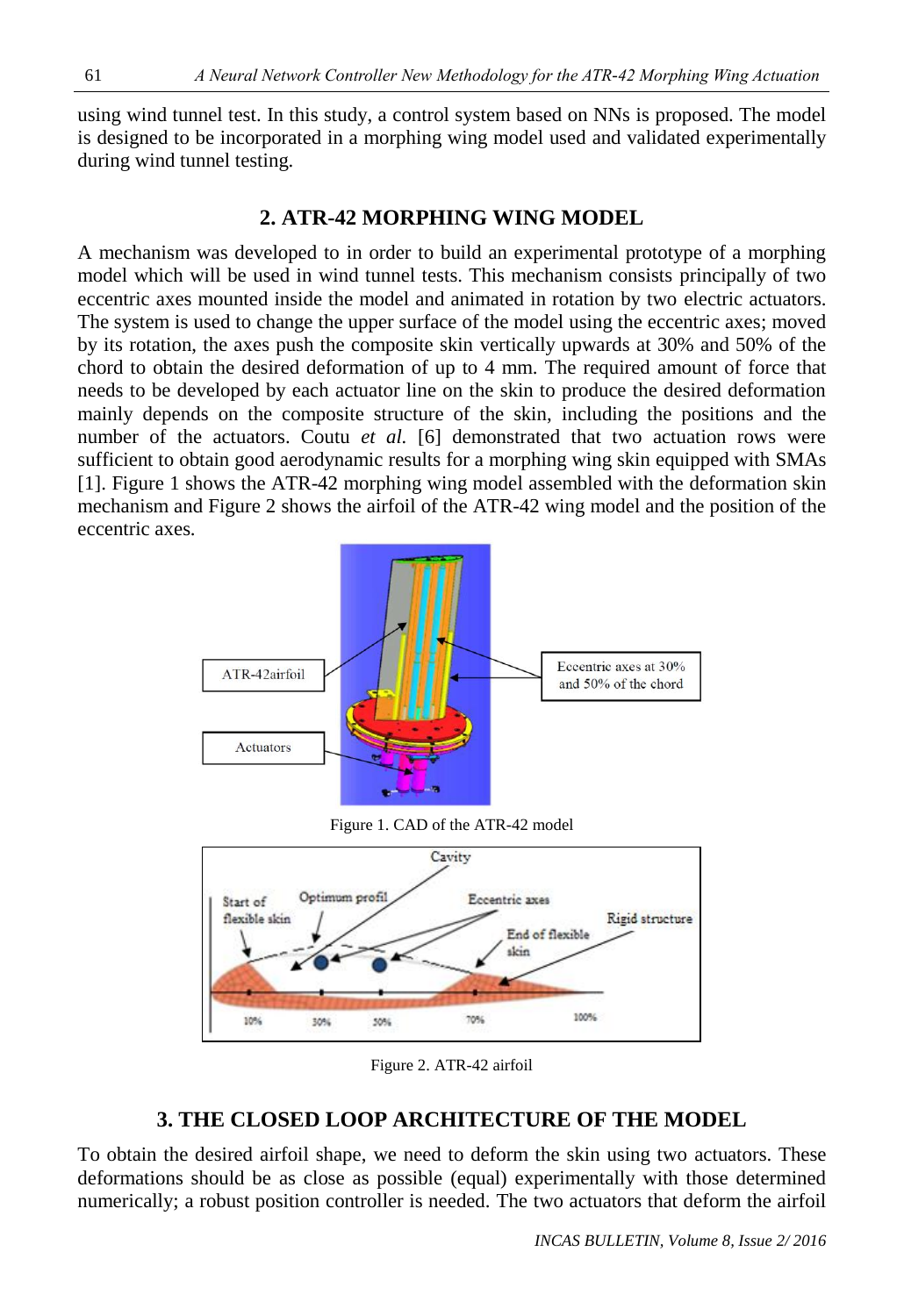using wind tunnel test. In this study, a control system based on NNs is proposed. The model is designed to be incorporated in a morphing wing model used and validated experimentally during wind tunnel testing.

## 2. ATR-42 MORPHING WING MODEL

A mechanism was developed to in order to build an experimental prototype of a morphing model which will be used in wind tunnel tests. This mechanism consists principally of two eccentric axes mounted inside the model and animated in rotation by two electric actuators. The system is used to change the upper surface of the model using the eccentric axes; moved by its rotation, the axes push the composite skin vertically upwards at 30% and 50% of the chord to obtain the desired deformation of up to 4 mm. The required amount of force that needs to be developed by each actuator line on the skin to produce the desired deformation mainly depends on the composite structure of the skin, including the positions and the number of the actuators. Coutu *et al.* [6] demonstrated that two actuation rows were sufficient to obtain good aerodynamic results for a morphing wing skin equipped with SMAs [1]. Figure 1 shows the ATR-42 morphing wing model assembled with the deformation skin mechanism and Figure 2 shows the airfoil of the ATR-42 wing model and the position of the eccentric axes.

ATR-42airfoil

Actuators

Eccentric axes at 30% and 50% of the chord

Figure 1. CAD of the ATR-42 model

Cavity

Start of flexible skin

Optimum profil

Eccentric axes

Rigid structure

End of flexible skin

10% 30% 50% 70% 100%

Figure 2. ATR-42 airfoil

## 3. THE CLOSED LOOP ARCHITECTURE OF THE MODEL

To obtain the desired airfoil shape, we need to deform the skin using two actuators. These deformations should be as close as possible (equal) experimentally with those determined numerically; a robust position controller is needed. The two actuators that deform the airfoil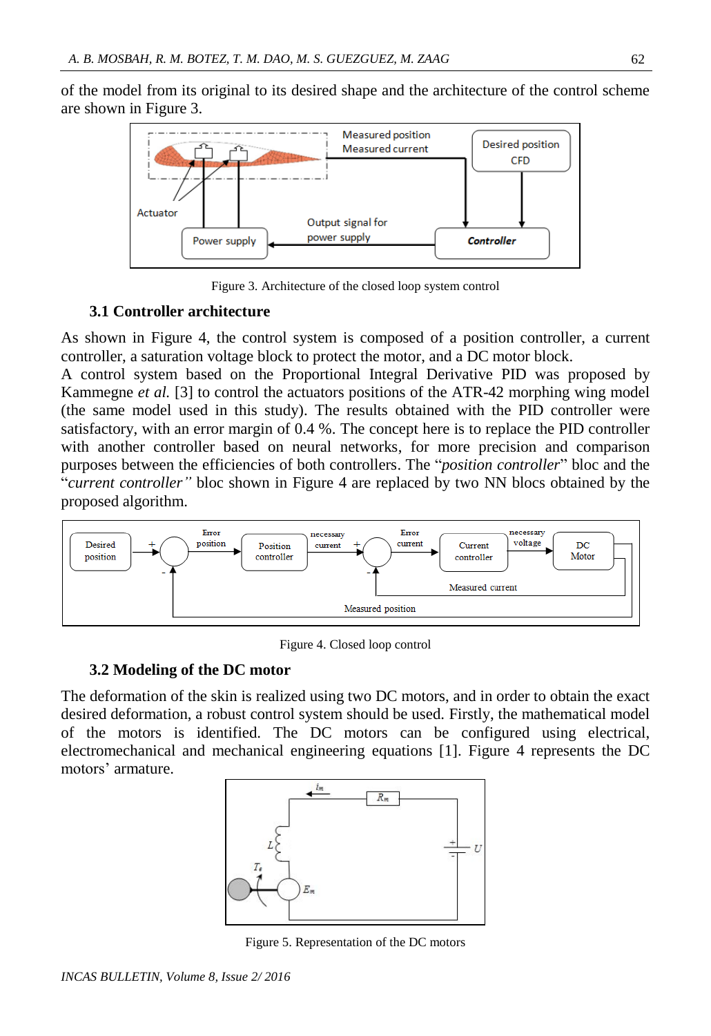of the model from its original to its desired shape and the architecture of the control scheme are shown in Figure 3.

Figure 3. Architecture of the closed loop system control

### 3.1 Controller architecture

As shown in Figure 4, the control system is composed of a position controller, a current controller, a saturation voltage block to protect the motor, and a DC motor block.
A control system based on the Proportional Integral Derivative PID was proposed by Kammegne *et al.* [3] to control the actuators positions of the ATR-42 morphing wing model (the same model used in this study). The results obtained with the PID controller were satisfactory, with an error margin of 0.4 %. The concept here is to replace the PID controller with another controller based on neural networks, for more precision and comparison purposes between the efficiencies of both controllers. The "*position controller*" bloc and the "*current controller*" bloc shown in Figure 4 are replaced by two NN blocs obtained by the proposed algorithm.

Figure 4. Closed loop control

### 3.2 Modeling of the DC motor

The deformation of the skin is realized using two DC motors, and in order to obtain the exact desired deformation, a robust control system should be used. Firstly, the mathematical model of the motors is identified. The DC motors can be configured using electrical, electromechanical and mechanical engineering equations [1]. Figure 4 represents the DC motors' armature.

Figure 5. Representation of the DC motors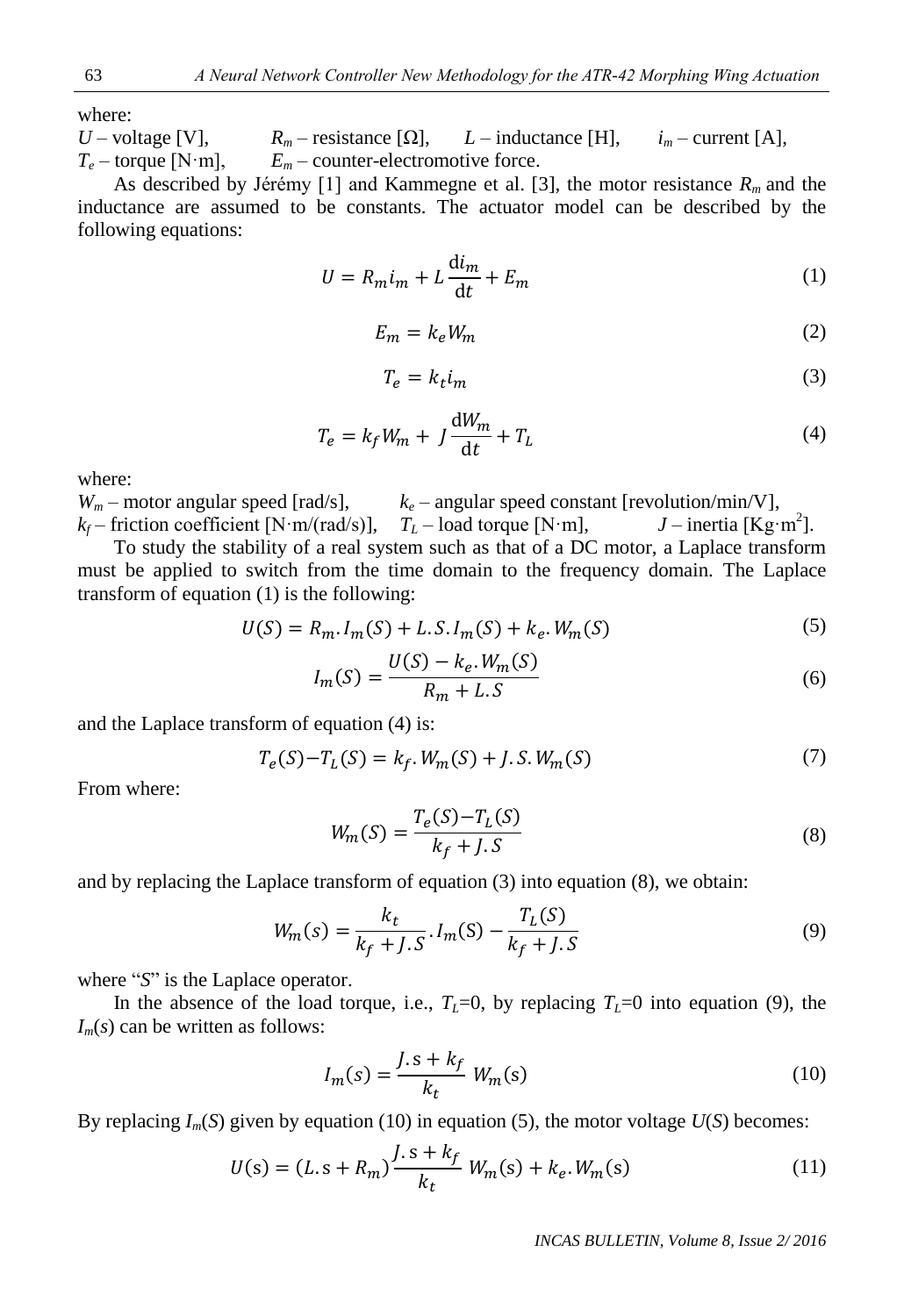where:

$U$ – voltage [V], $R_m$ – resistance [Ω], $L$ – inductance [H], $i_m$ – current [A],
$T_e$ – torque [N·m], $E_m$ – counter-electromotive force.

As described by Jérémy [1] and Kammegne et al. [3], the motor resistance $R_m$ and the inductance are assumed to be constants. The actuator model can be described by the following equations:

$$U = R_m i_m + L\frac{\mathrm{d}i_m}{\mathrm{d}t} + E_m \tag{1}$$

$$E_m = k_e W_m \tag{2}$$

$$T_e = k_t i_m \tag{3}$$

$$T_e = k_f W_m + J\frac{\mathrm{d}W_m}{\mathrm{d}t} + T_L \tag{4}$$

where:

$W_m$ – motor angular speed [rad/s], $k_e$ – angular speed constant [revolution/min/V],
$k_f$ – friction coefficient [N·m/(rad/s)], $T_L$ – load torque [N·m], $J$ – inertia [Kg·m$^2$].

To study the stability of a real system such as that of a DC motor, a Laplace transform must be applied to switch from the time domain to the frequency domain. The Laplace transform of equation (1) is the following:

$$U(S) = R_m.I_m(S) + L.S.I_m(S) + k_e.W_m(S) \tag{5}$$

$$I_m(S) = \frac{U(S) - k_e.W_m(S)}{R_m + L.S} \tag{6}$$

and the Laplace transform of equation (4) is:

$$T_e(S) - T_L(S) = k_f.W_m(S) + J.S.W_m(S) \tag{7}$$

From where:

$$W_m(S) = \frac{T_e(S) - T_L(S)}{k_f + J.S} \tag{8}$$

and by replacing the Laplace transform of equation (3) into equation (8), we obtain:

$$W_m(s) = \frac{k_t}{k_f + J.S}.I_m(\mathrm{S}) - \frac{T_L(S)}{k_f + J.S} \tag{9}$$

where "$S$" is the Laplace operator.

In the absence of the load torque, i.e., $T_L$=0, by replacing $T_L$=0 into equation (9), the $I_m(s)$ can be written as follows:

$$I_m(s) = \frac{J.\mathrm{s} + k_f}{k_t}\ W_m(\mathrm{s}) \tag{10}$$

By replacing $I_m(S)$ given by equation (10) in equation (5), the motor voltage $U(S)$ becomes:

$$U(\mathrm{s}) = (L.\mathrm{s} + R_m)\frac{J.\mathrm{s} + k_f}{k_t}\ W_m(\mathrm{s}) + k_e.W_m(\mathrm{s}) \tag{11}$$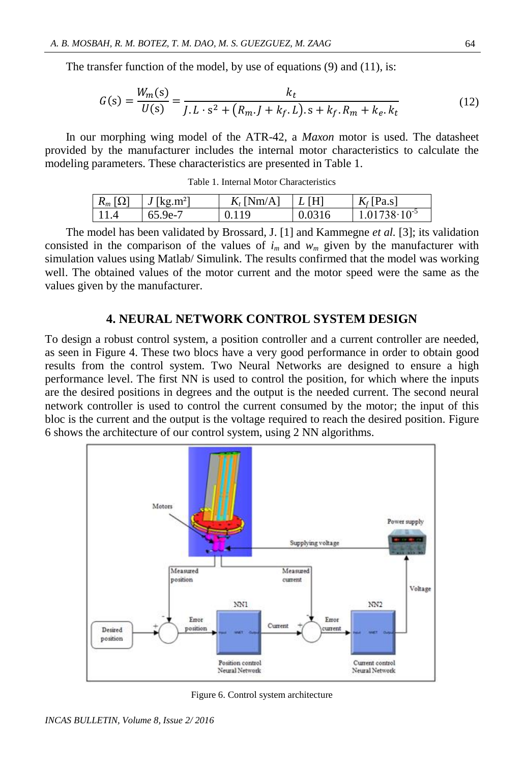The transfer function of the model, by use of equations (9) and (11), is:

$$G(s) = \frac{W_m(s)}{U(s)} = \frac{k_t}{J.L \cdot s^2 + (R_m.J + k_f.L).s + k_f.R_m + k_e.k_t} \tag{12}$$

In our morphing wing model of the ATR-42, a *Maxon* motor is used. The datasheet provided by the manufacturer includes the internal motor characteristics to calculate the modeling parameters. These characteristics are presented in Table 1.

Table 1. Internal Motor Characteristics

| $R_m$ [Ω] | $J$ [kg.m²] | $K_t$ [Nm/A] | $L$ [H] | $K_f$ [Pa.s] |
|---|---|---|---|---|
| 11.4 | 65.9e-7 | 0.119 | 0.0316 | $1.01738 \cdot 10^{-5}$ |

The model has been validated by Brossard, J. [1] and Kammegne *et al.* [3]; its validation consisted in the comparison of the values of $i_m$ and $w_m$ given by the manufacturer with simulation values using Matlab/ Simulink. The results confirmed that the model was working well. The obtained values of the motor current and the motor speed were the same as the values given by the manufacturer.

## 4. NEURAL NETWORK CONTROL SYSTEM DESIGN

To design a robust control system, a position controller and a current controller are needed, as seen in Figure 4. These two blocs have a very good performance in order to obtain good results from the control system. Two Neural Networks are designed to ensure a high performance level. The first NN is used to control the position, for which where the inputs are the desired positions in degrees and the output is the needed current. The second neural network controller is used to control the current consumed by the motor; the input of this bloc is the current and the output is the voltage required to reach the desired position. Figure 6 shows the architecture of our control system, using 2 NN algorithms.

Figure 6. Control system architecture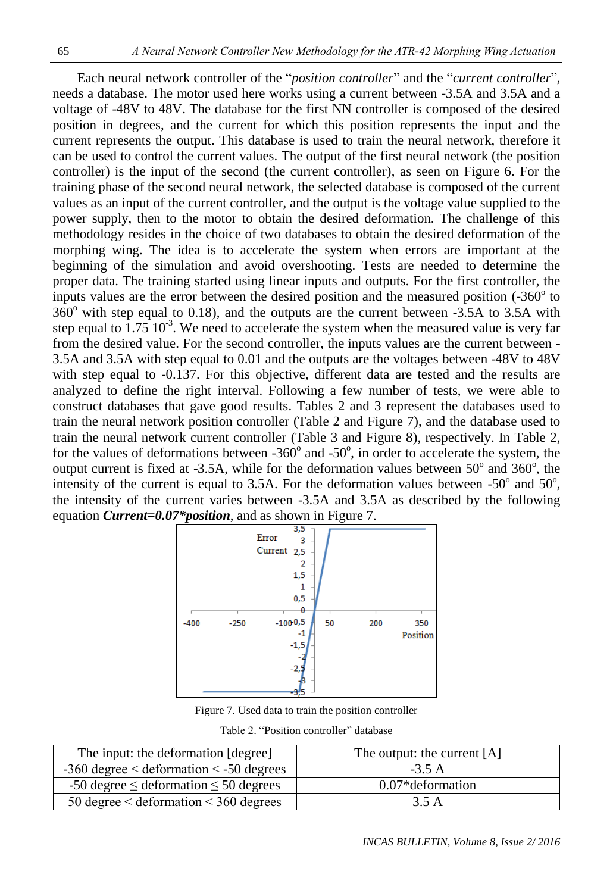Each neural network controller of the “*position controller*” and the “*current controller*”, needs a database. The motor used here works using a current between -3.5A and 3.5A and a voltage of -48V to 48V. The database for the first NN controller is composed of the desired position in degrees, and the current for which this position represents the input and the current represents the output. This database is used to train the neural network, therefore it can be used to control the current values. The output of the first neural network (the position controller) is the input of the second (the current controller), as seen on Figure 6. For the training phase of the second neural network, the selected database is composed of the current values as an input of the current controller, and the output is the voltage value supplied to the power supply, then to the motor to obtain the desired deformation. The challenge of this methodology resides in the choice of two databases to obtain the desired deformation of the morphing wing. The idea is to accelerate the system when errors are important at the beginning of the simulation and avoid overshooting. Tests are needed to determine the proper data. The training started using linear inputs and outputs. For the first controller, the inputs values are the error between the desired position and the measured position ($-360^{o}$ to $360^{o}$ with step equal to 0.18), and the outputs are the current between -3.5A to 3.5A with step equal to $1.75\ 10^{-3}$. We need to accelerate the system when the measured value is very far from the desired value. For the second controller, the inputs values are the current between -3.5A and 3.5A with step equal to 0.01 and the outputs are the voltages between -48V to 48V with step equal to -0.137. For this objective, different data are tested and the results are analyzed to define the right interval. Following a few number of tests, we were able to construct databases that gave good results. Tables 2 and 3 represent the databases used to train the neural network position controller (Table 2 and Figure 7), and the database used to train the neural network current controller (Table 3 and Figure 8), respectively. In Table 2, for the values of deformations between $-360^{o}$ and $-50^{o}$, in order to accelerate the system, the output current is fixed at -3.5A, while for the deformation values between $50^{o}$ and $360^{o}$, the intensity of the current is equal to 3.5A. For the deformation values between $-50^{o}$ and $50^{o}$, the intensity of the current varies between -3.5A and 3.5A as described by the following equation ***Current=0.07*position***, and as shown in Figure 7.

Figure 7. Used data to train the position controller

Table 2. “Position controller” database

| The input: the deformation [degree] | The output: the current [A] |
|---|---|
| -360 degree < deformation < -50 degrees | -3.5 A |
| -50 degree ≤ deformation ≤ 50 degrees | 0.07*deformation |
| 50 degree < deformation < 360 degrees | 3.5 A |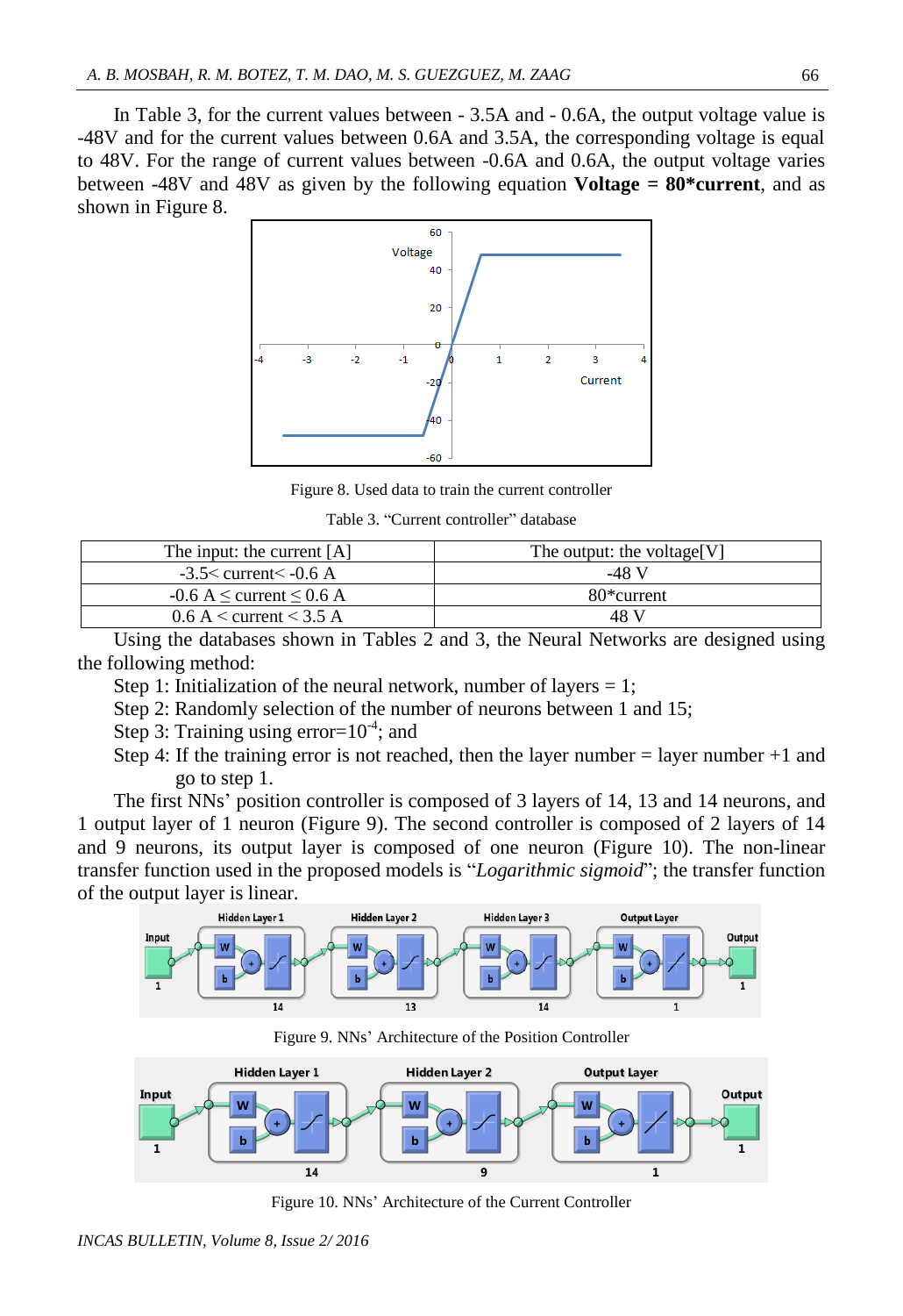In Table 3, for the current values between - 3.5A and - 0.6A, the output voltage value is -48V and for the current values between 0.6A and 3.5A, the corresponding voltage is equal to 48V. For the range of current values between -0.6A and 0.6A, the output voltage varies between -48V and 48V as given by the following equation **Voltage = 80*current**, and as shown in Figure 8.

Figure 8. Used data to train the current controller

Table 3. "Current controller" database

| The input: the current [A] | The output: the voltage[V] |
|---|---|
| -3.5< current< -0.6 A | -48 V |
| -0.6 A ≤ current ≤ 0.6 A | 80*current |
| 0.6 A < current < 3.5 A | 48 V |

Using the databases shown in Tables 2 and 3, the Neural Networks are designed using the following method:

Step 1: Initialization of the neural network, number of layers = 1;

Step 2: Randomly selection of the number of neurons between 1 and 15;

Step 3: Training using error=$10^{-4}$; and

Step 4: If the training error is not reached, then the layer number = layer number +1 and go to step 1.

The first NNs' position controller is composed of 3 layers of 14, 13 and 14 neurons, and 1 output layer of 1 neuron (Figure 9). The second controller is composed of 2 layers of 14 and 9 neurons, its output layer is composed of one neuron (Figure 10). The non-linear transfer function used in the proposed models is "*Logarithmic sigmoid*"; the transfer function of the output layer is linear.

Figure 9. NNs' Architecture of the Position Controller

Figure 10. NNs' Architecture of the Current Controller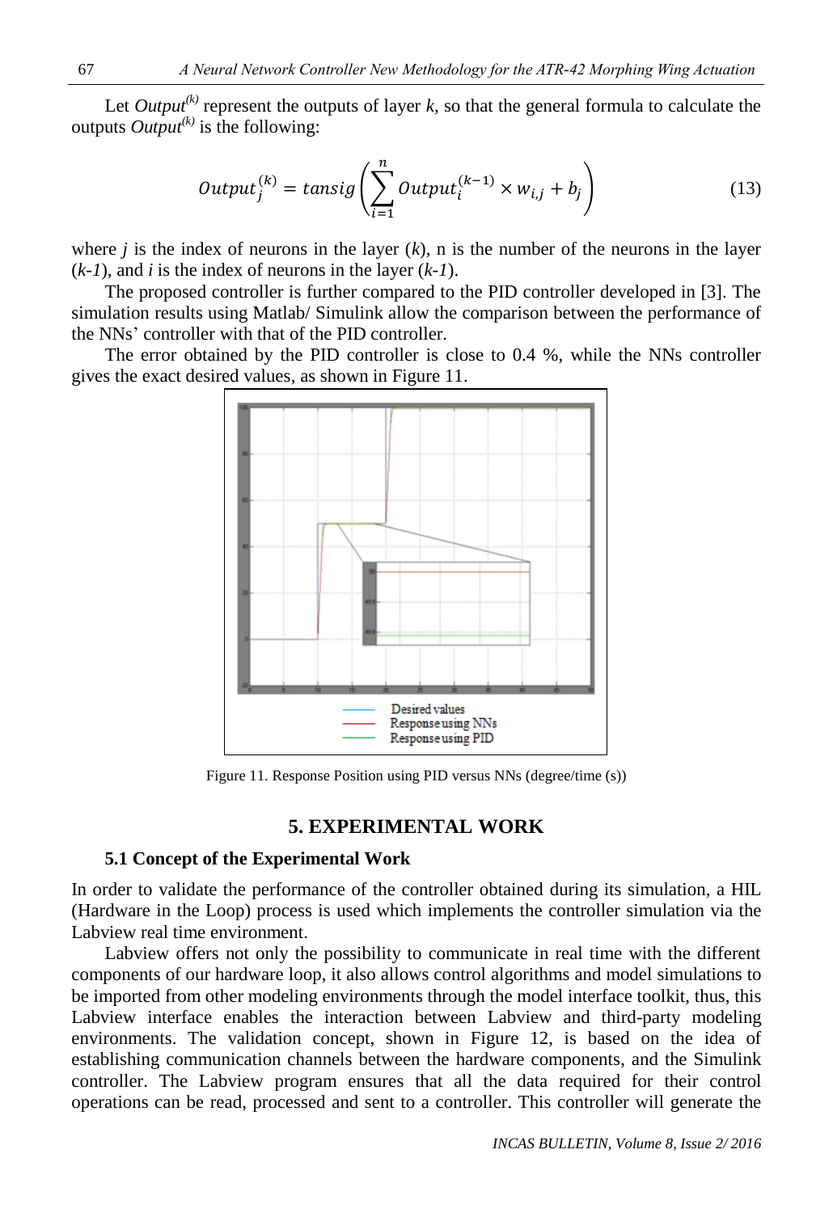Let $Output^{(k)}$ represent the outputs of layer $k$, so that the general formula to calculate the outputs $Output^{(k)}$ is the following:

$$Output_j^{(k)} = tansig\left(\sum_{i=1}^{n} Output_i^{(k-1)} \times w_{i,j} + b_j\right) \tag{13}$$

where $j$ is the index of neurons in the layer ($k$), n is the number of the neurons in the layer ($k$-$1$), and $i$ is the index of neurons in the layer ($k$-$1$).

The proposed controller is further compared to the PID controller developed in [3]. The simulation results using Matlab/ Simulink allow the comparison between the performance of the NNs' controller with that of the PID controller.

The error obtained by the PID controller is close to 0.4 %, while the NNs controller gives the exact desired values, as shown in Figure 11.

Figure 11. Response Position using PID versus NNs (degree/time (s))

## 5. EXPERIMENTAL WORK

### 5.1 Concept of the Experimental Work

In order to validate the performance of the controller obtained during its simulation, a HIL (Hardware in the Loop) process is used which implements the controller simulation via the Labview real time environment.

Labview offers not only the possibility to communicate in real time with the different components of our hardware loop, it also allows control algorithms and model simulations to be imported from other modeling environments through the model interface toolkit, thus, this Labview interface enables the interaction between Labview and third-party modeling environments. The validation concept, shown in Figure 12, is based on the idea of establishing communication channels between the hardware components, and the Simulink controller. The Labview program ensures that all the data required for their control operations can be read, processed and sent to a controller. This controller will generate the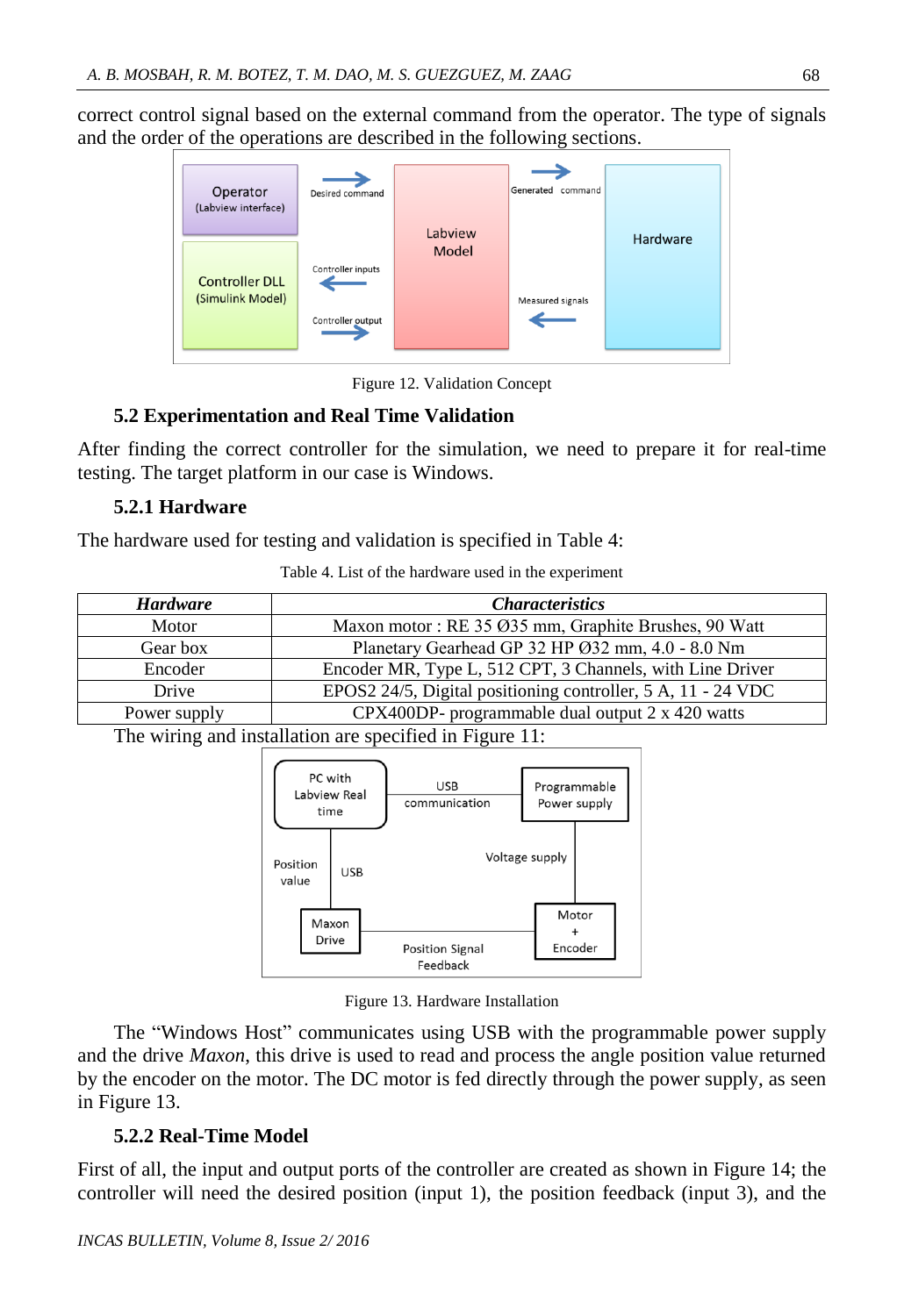correct control signal based on the external command from the operator. The type of signals and the order of the operations are described in the following sections.

Figure 12. Validation Concept

### 5.2 Experimentation and Real Time Validation

After finding the correct controller for the simulation, we need to prepare it for real-time testing. The target platform in our case is Windows.

#### 5.2.1 Hardware

The hardware used for testing and validation is specified in Table 4:

Table 4. List of the hardware used in the experiment

| ***Hardware*** | ***Characteristics*** |
|---|---|
| Motor | Maxon motor : RE 35 Ø35 mm, Graphite Brushes, 90 Watt |
| Gear box | Planetary Gearhead GP 32 HP Ø32 mm, 4.0 - 8.0 Nm |
| Encoder | Encoder MR, Type L, 512 CPT, 3 Channels, with Line Driver |
| Drive | EPOS2 24/5, Digital positioning controller, 5 A, 11 - 24 VDC |
| Power supply | CPX400DP- programmable dual output 2 x 420 watts |

The wiring and installation are specified in Figure 11:

Figure 13. Hardware Installation

The "Windows Host" communicates using USB with the programmable power supply and the drive *Maxon*, this drive is used to read and process the angle position value returned by the encoder on the motor. The DC motor is fed directly through the power supply, as seen in Figure 13.

#### 5.2.2 Real-Time Model

First of all, the input and output ports of the controller are created as shown in Figure 14; the controller will need the desired position (input 1), the position feedback (input 3), and the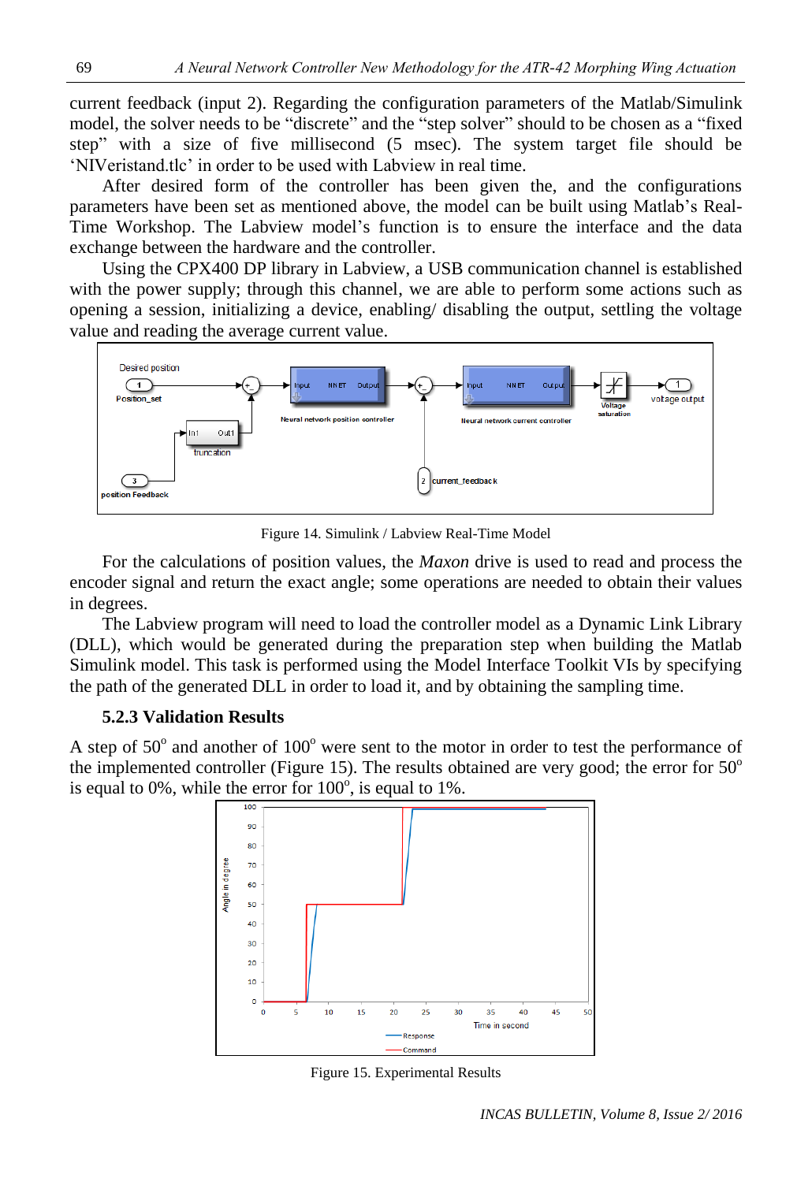current feedback (input 2). Regarding the configuration parameters of the Matlab/Simulink model, the solver needs to be "discrete" and the "step solver" should to be chosen as a "fixed step" with a size of five millisecond (5 msec). The system target file should be 'NIVeristand.tlc' in order to be used with Labview in real time.

After desired form of the controller has been given the, and the configurations parameters have been set as mentioned above, the model can be built using Matlab's Real-Time Workshop. The Labview model's function is to ensure the interface and the data exchange between the hardware and the controller.

Using the CPX400 DP library in Labview, a USB communication channel is established with the power supply; through this channel, we are able to perform some actions such as opening a session, initializing a device, enabling/ disabling the output, settling the voltage value and reading the average current value.

Figure 14. Simulink / Labview Real-Time Model

For the calculations of position values, the *Maxon* drive is used to read and process the encoder signal and return the exact angle; some operations are needed to obtain their values in degrees.

The Labview program will need to load the controller model as a Dynamic Link Library (DLL), which would be generated during the preparation step when building the Matlab Simulink model. This task is performed using the Model Interface Toolkit VIs by specifying the path of the generated DLL in order to load it, and by obtaining the sampling time.

### 5.2.3 Validation Results

A step of $50^o$ and another of $100^o$ were sent to the motor in order to test the performance of the implemented controller (Figure 15). The results obtained are very good; the error for $50^o$ is equal to 0%, while the error for $100^o$, is equal to 1%.

Figure 15. Experimental Results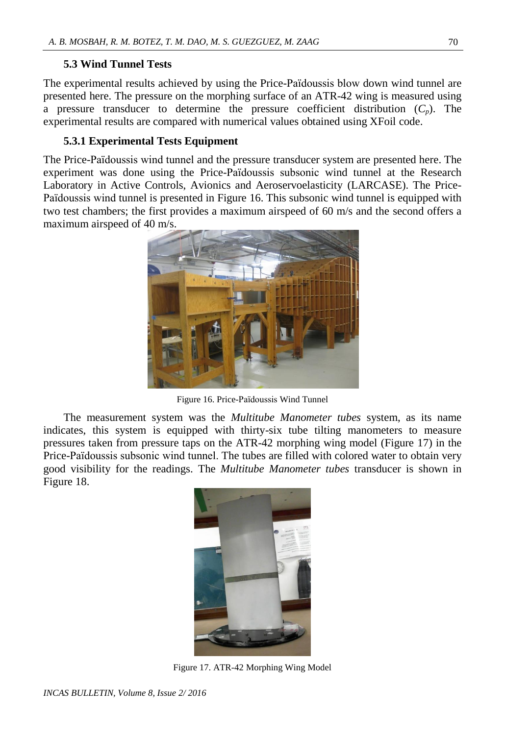### 5.3 Wind Tunnel Tests

The experimental results achieved by using the Price-Païdoussis blow down wind tunnel are presented here. The pressure on the morphing surface of an ATR-42 wing is measured using a pressure transducer to determine the pressure coefficient distribution ($C_p$). The experimental results are compared with numerical values obtained using XFoil code.

### 5.3.1 Experimental Tests Equipment

The Price-Païdoussis wind tunnel and the pressure transducer system are presented here. The experiment was done using the Price-Païdoussis subsonic wind tunnel at the Research Laboratory in Active Controls, Avionics and Aeroservoelasticity (LARCASE). The Price-Païdoussis wind tunnel is presented in Figure 16. This subsonic wind tunnel is equipped with two test chambers; the first provides a maximum airspeed of 60 m/s and the second offers a maximum airspeed of 40 m/s.

Figure 16. Price-Païdoussis Wind Tunnel

The measurement system was the *Multitube Manometer tubes* system, as its name indicates, this system is equipped with thirty-six tube tilting manometers to measure pressures taken from pressure taps on the ATR-42 morphing wing model (Figure 17) in the Price-Païdoussis subsonic wind tunnel. The tubes are filled with colored water to obtain very good visibility for the readings. The *Multitube Manometer tubes* transducer is shown in Figure 18.

Figure 17. ATR-42 Morphing Wing Model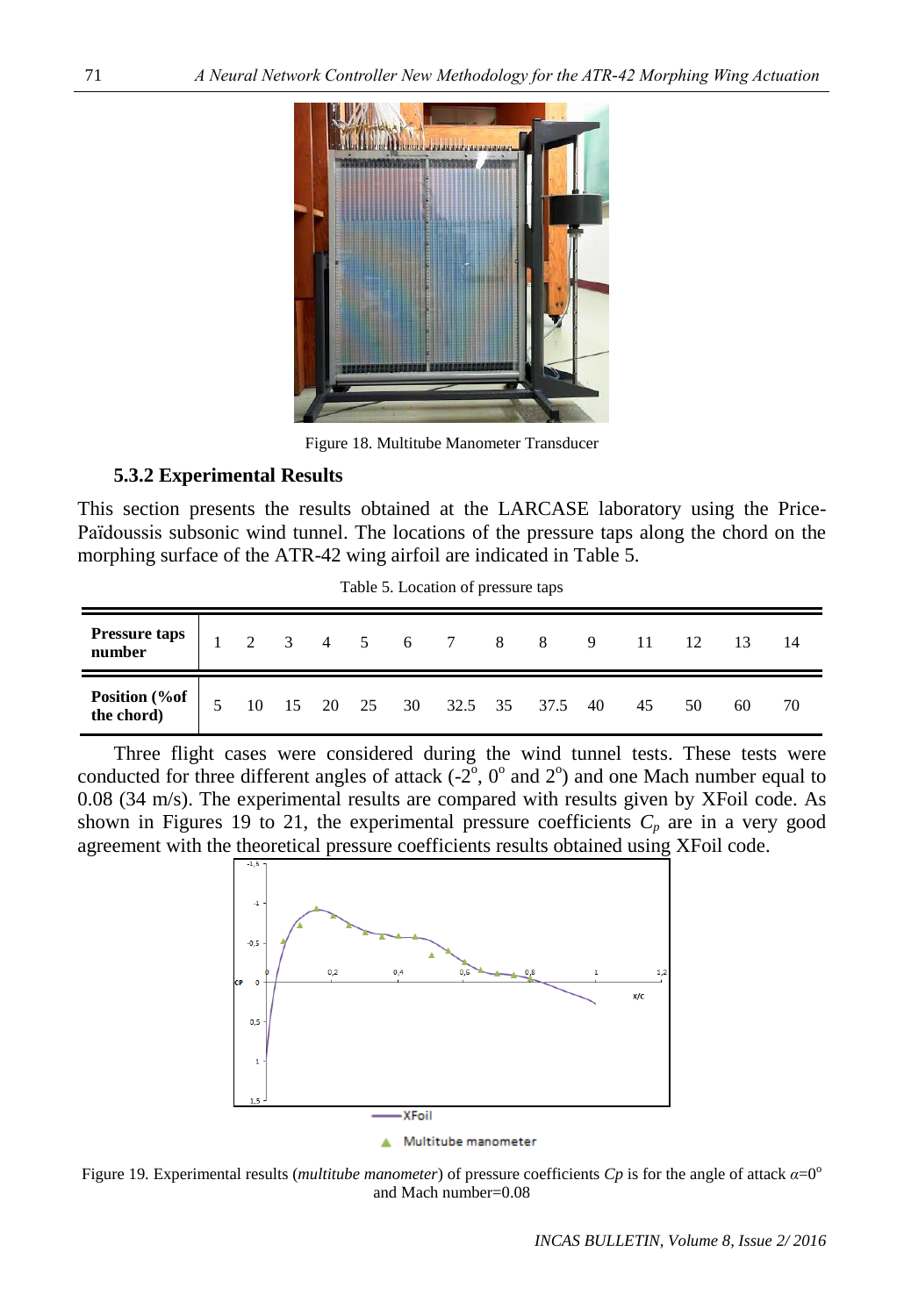Figure 18. Multitube Manometer Transducer

### 5.3.2 Experimental Results

This section presents the results obtained at the LARCASE laboratory using the Price-Païdoussis subsonic wind tunnel. The locations of the pressure taps along the chord on the morphing surface of the ATR-42 wing airfoil are indicated in Table 5.

Table 5. Location of pressure taps

| **Pressure taps number** | 1 | 2 | 3 | 4 | 5 | 6 | 7 | 8 | 8 | 9 | 11 | 12 | 13 | 14 |
|---|---|---|---|---|---|---|---|---|---|---|---|---|---|---|
| **Position (%of the chord)** | 5 | 10 | 15 | 20 | 25 | 30 | 32.5 | 35 | 37.5 | 40 | 45 | 50 | 60 | 70 |

Three flight cases were considered during the wind tunnel tests. These tests were conducted for three different angles of attack (-2°, 0° and 2°) and one Mach number equal to 0.08 (34 m/s). The experimental results are compared with results given by XFoil code. As shown in Figures 19 to 21, the experimental pressure coefficients $C_p$ are in a very good agreement with the theoretical pressure coefficients results obtained using XFoil code.

Figure 19. Experimental results (*multitube manometer*) of pressure coefficients $Cp$ is for the angle of attack $\alpha$=0° and Mach number=0.08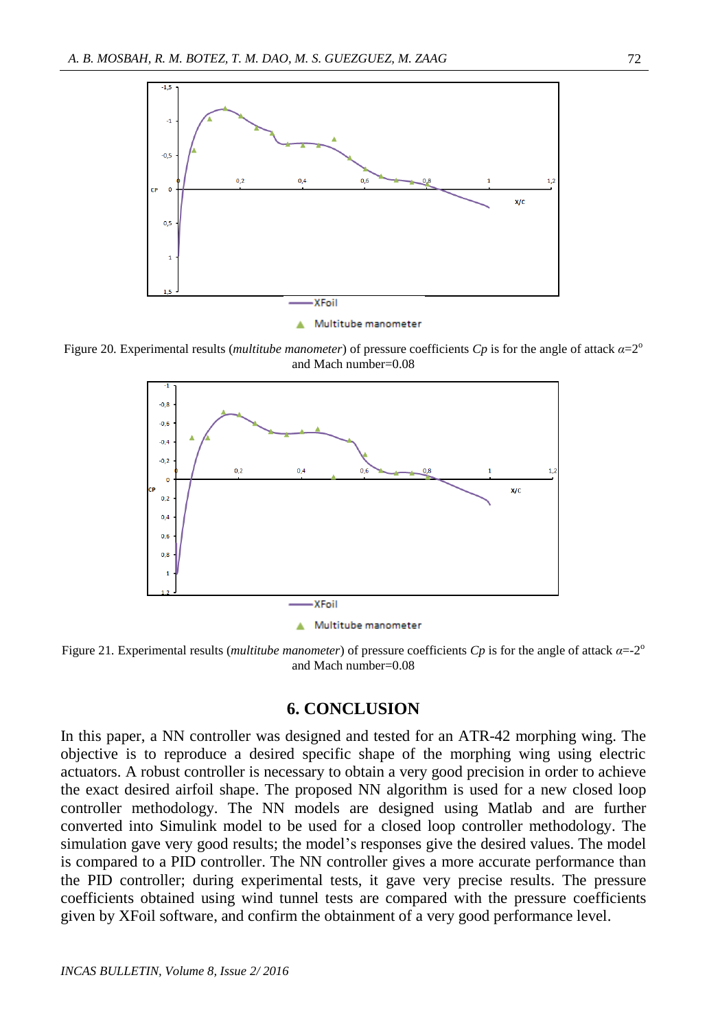Figure 20. Experimental results (*multitube manometer*) of pressure coefficients *Cp* is for the angle of attack $\alpha=2^o$ and Mach number=0.08

Figure 21. Experimental results (*multitube manometer*) of pressure coefficients *Cp* is for the angle of attack $\alpha=-2^o$ and Mach number=0.08

## 6. CONCLUSION

In this paper, a NN controller was designed and tested for an ATR-42 morphing wing. The objective is to reproduce a desired specific shape of the morphing wing using electric actuators. A robust controller is necessary to obtain a very good precision in order to achieve the exact desired airfoil shape. The proposed NN algorithm is used for a new closed loop controller methodology. The NN models are designed using Matlab and are further converted into Simulink model to be used for a closed loop controller methodology. The simulation gave very good results; the model's responses give the desired values. The model is compared to a PID controller. The NN controller gives a more accurate performance than the PID controller; during experimental tests, it gave very precise results. The pressure coefficients obtained using wind tunnel tests are compared with the pressure coefficients given by XFoil software, and confirm the obtainment of a very good performance level.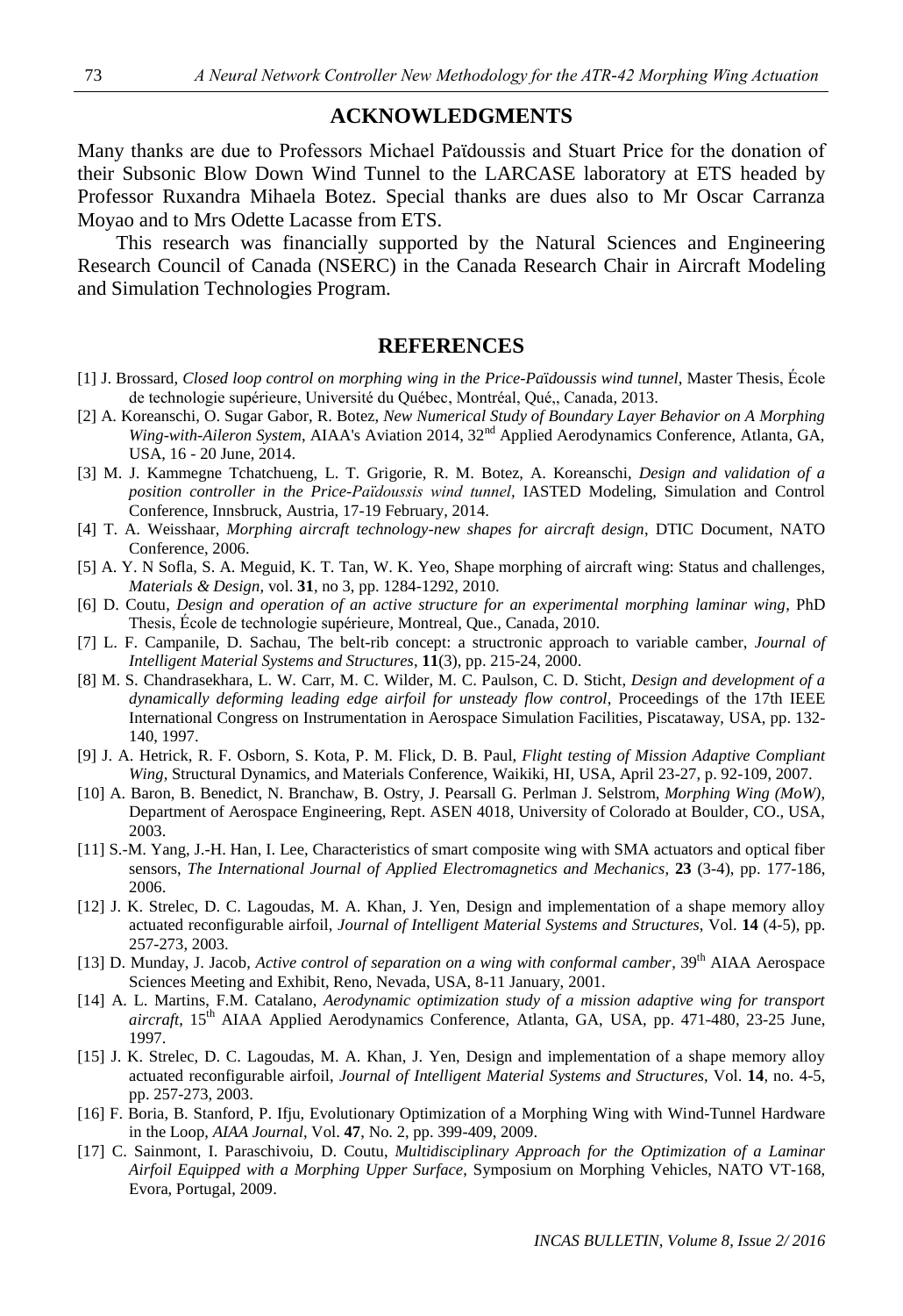## ACKNOWLEDGMENTS

Many thanks are due to Professors Michael Païdoussis and Stuart Price for the donation of their Subsonic Blow Down Wind Tunnel to the LARCASE laboratory at ETS headed by Professor Ruxandra Mihaela Botez. Special thanks are dues also to Mr Oscar Carranza Moyao and to Mrs Odette Lacasse from ETS.

This research was financially supported by the Natural Sciences and Engineering Research Council of Canada (NSERC) in the Canada Research Chair in Aircraft Modeling and Simulation Technologies Program.

## REFERENCES

[1] J. Brossard, *Closed loop control on morphing wing in the Price-Païdoussis wind tunnel*, Master Thesis, École de technologie supérieure, Université du Québec, Montréal, Qué,, Canada, 2013.

[2] A. Koreanschi, O. Sugar Gabor, R. Botez, *New Numerical Study of Boundary Layer Behavior on A Morphing Wing-with-Aileron System*, AIAA's Aviation 2014, 32nd Applied Aerodynamics Conference, Atlanta, GA, USA, 16 - 20 June, 2014.

[3] M. J. Kammegne Tchatchueng, L. T. Grigorie, R. M. Botez, A. Koreanschi, *Design and validation of a position controller in the Price-Païdoussis wind tunnel*, IASTED Modeling, Simulation and Control Conference, Innsbruck, Austria, 17-19 February, 2014.

[4] T. A. Weisshaar, *Morphing aircraft technology-new shapes for aircraft design*, DTIC Document, NATO Conference, 2006.

[5] A. Y. N Sofla, S. A. Meguid, K. T. Tan, W. K. Yeo, Shape morphing of aircraft wing: Status and challenges, *Materials & Design*, vol. **31**, no 3, pp. 1284-1292, 2010.

[6] D. Coutu, *Design and operation of an active structure for an experimental morphing laminar wing*, PhD Thesis, École de technologie supérieure, Montreal, Que., Canada, 2010.

[7] L. F. Campanile, D. Sachau, The belt-rib concept: a structronic approach to variable camber, *Journal of Intelligent Material Systems and Structures*, **11**(3), pp. 215-24, 2000.

[8] M. S. Chandrasekhara, L. W. Carr, M. C. Wilder, M. C. Paulson, C. D. Sticht, *Design and development of a dynamically deforming leading edge airfoil for unsteady flow control*, Proceedings of the 17th IEEE International Congress on Instrumentation in Aerospace Simulation Facilities, Piscataway, USA, pp. 132-140, 1997.

[9] J. A. Hetrick, R. F. Osborn, S. Kota, P. M. Flick, D. B. Paul, *Flight testing of Mission Adaptive Compliant Wing*, Structural Dynamics, and Materials Conference, Waikiki, HI, USA, April 23-27, p. 92-109, 2007.

[10] A. Baron, B. Benedict, N. Branchaw, B. Ostry, J. Pearsall G. Perlman J. Selstrom, *Morphing Wing (MoW)*, Department of Aerospace Engineering, Rept. ASEN 4018, University of Colorado at Boulder, CO., USA, 2003.

[11] S.-M. Yang, J.-H. Han, I. Lee, Characteristics of smart composite wing with SMA actuators and optical fiber sensors, *The International Journal of Applied Electromagnetics and Mechanics*, **23** (3-4), pp. 177-186, 2006.

[12] J. K. Strelec, D. C. Lagoudas, M. A. Khan, J. Yen, Design and implementation of a shape memory alloy actuated reconfigurable airfoil, *Journal of Intelligent Material Systems and Structures*, Vol. **14** (4-5), pp. 257-273, 2003.

[13] D. Munday, J. Jacob, *Active control of separation on a wing with conformal camber*, 39th AIAA Aerospace Sciences Meeting and Exhibit, Reno, Nevada, USA, 8-11 January, 2001.

[14] A. L. Martins, F.M. Catalano, *Aerodynamic optimization study of a mission adaptive wing for transport aircraft*, 15th AIAA Applied Aerodynamics Conference, Atlanta, GA, USA, pp. 471-480, 23-25 June, 1997.

[15] J. K. Strelec, D. C. Lagoudas, M. A. Khan, J. Yen, Design and implementation of a shape memory alloy actuated reconfigurable airfoil, *Journal of Intelligent Material Systems and Structures*, Vol. **14**, no. 4-5, pp. 257-273, 2003.

[16] F. Boria, B. Stanford, P. Ifju, Evolutionary Optimization of a Morphing Wing with Wind-Tunnel Hardware in the Loop, *AIAA Journal*, Vol. **47**, No. 2, pp. 399-409, 2009.

[17] C. Sainmont, I. Paraschivoiu, D. Coutu, *Multidisciplinary Approach for the Optimization of a Laminar Airfoil Equipped with a Morphing Upper Surface*, Symposium on Morphing Vehicles, NATO VT-168, Evora, Portugal, 2009.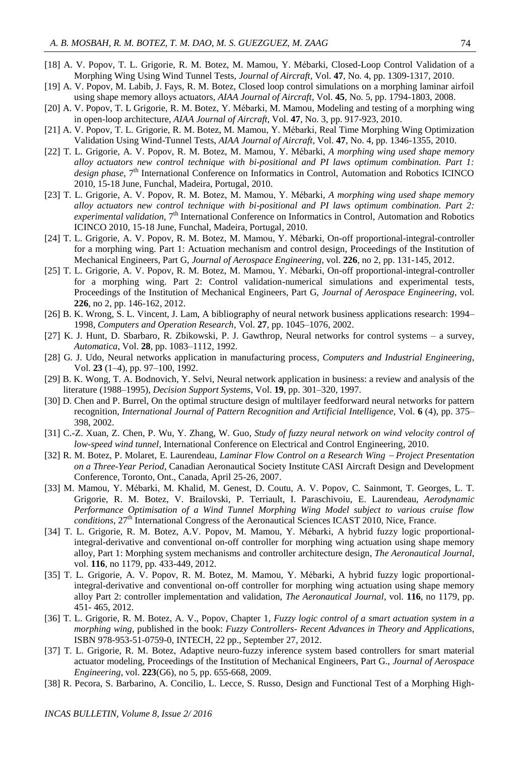[18] A. V. Popov, T. L. Grigorie, R. M. Botez, M. Mamou, Y. Mébarki, Closed-Loop Control Validation of a Morphing Wing Using Wind Tunnel Tests, *Journal of Aircraft*, Vol. **47**, No. 4, pp. 1309-1317, 2010.

[19] A. V. Popov, M. Labib, J. Fays, R. M. Botez, Closed loop control simulations on a morphing laminar airfoil using shape memory alloys actuators, *AIAA Journal of Aircraft*, Vol. **45**, No. 5, pp. 1794-1803, 2008.

[20] A. V. Popov, T. L Grigorie, R. M. Botez, Y. Mébarki, M. Mamou, Modeling and testing of a morphing wing in open-loop architecture, *AIAA Journal of Aircraft*, Vol. **47**, No. 3, pp. 917-923, 2010.

[21] A. V. Popov, T. L. Grigorie, R. M. Botez, M. Mamou, Y. Mébarki, Real Time Morphing Wing Optimization Validation Using Wind-Tunnel Tests, *AIAA Journal of Aircraft*, Vol. **47**, No. 4, pp. 1346-1355, 2010.

[22] T. L. Grigorie, A. V. Popov, R. M. Botez, M. Mamou, Y. Mébarki, *A morphing wing used shape memory alloy actuators new control technique with bi-positional and PI laws optimum combination. Part 1: design phase*, 7th International Conference on Informatics in Control, Automation and Robotics ICINCO 2010, 15-18 June, Funchal, Madeira, Portugal, 2010.

[23] T. L. Grigorie, A. V. Popov, R. M. Botez, M. Mamou, Y. Mébarki, *A morphing wing used shape memory alloy actuators new control technique with bi-positional and PI laws optimum combination. Part 2: experimental validation*, 7th International Conference on Informatics in Control, Automation and Robotics ICINCO 2010, 15-18 June, Funchal, Madeira, Portugal, 2010.

[24] T. L. Grigorie, A. V. Popov, R. M. Botez, M. Mamou, Y. Mébarki, On-off proportional-integral-controller for a morphing wing. Part 1: Actuation mechanism and control design, Proceedings of the Institution of Mechanical Engineers, Part G, *Journal of Aerospace Engineering*, vol. **226**, no 2, pp. 131-145, 2012.

[25] T. L. Grigorie, A. V. Popov, R. M. Botez, M. Mamou, Y. Mébarki, On-off proportional-integral-controller for a morphing wing. Part 2: Control validation-numerical simulations and experimental tests, Proceedings of the Institution of Mechanical Engineers, Part G, *Journal of Aerospace Engineering*, vol. **226**, no 2, pp. 146-162, 2012.

[26] B. K. Wrong, S. L. Vincent, J. Lam, A bibliography of neural network business applications research: 1994–1998, *Computers and Operation Research*, Vol. **27**, pp. 1045–1076, 2002.

[27] K. J. Hunt, D. Sbarbaro, R. Zbikowski, P. J. Gawthrop, Neural networks for control systems – a survey, *Automatica*, Vol. **28**, pp. 1083–1112, 1992.

[28] G. J. Udo, Neural networks application in manufacturing process, *Computers and Industrial Engineering*, Vol. **23** (1–4), pp. 97–100, 1992.

[29] B. K. Wong, T. A. Bodnovich, Y. Selvi, Neural network application in business: a review and analysis of the literature (1988–1995), *Decision Support Systems*, Vol. **19**, pp. 301–320, 1997.

[30] D. Chen and P. Burrel, On the optimal structure design of multilayer feedforward neural networks for pattern recognition, *International Journal of Pattern Recognition and Artificial Intelligence*, Vol. **6** (4), pp. 375–398, 2002.

[31] C.-Z. Xuan, Z. Chen, P. Wu, Y. Zhang, W. Guo, *Study of fuzzy neural network on wind velocity control of low-speed wind tunnel*, International Conference on Electrical and Control Engineering, 2010.

[32] R. M. Botez, P. Molaret, E. Laurendeau, *Laminar Flow Control on a Research Wing – Project Presentation on a Three-Year Period*, Canadian Aeronautical Society Institute CASI Aircraft Design and Development Conference, Toronto, Ont., Canada, April 25-26, 2007.

[33] M. Mamou, Y. Mébarki, M. Khalid, M. Genest, D. Coutu, A. V. Popov, C. Sainmont, T. Georges, L. T. Grigorie, R. M. Botez, V. Brailovski, P. Terriault, I. Paraschivoiu, E. Laurendeau, *Aerodynamic Performance Optimisation of a Wind Tunnel Morphing Wing Model subject to various cruise flow conditions*, 27th International Congress of the Aeronautical Sciences ICAST 2010, Nice, France.

[34] T. L. Grigorie, R. M. Botez, A.V. Popov, M. Mamou, Y. Mébarki, A hybrid fuzzy logic proportional-integral-derivative and conventional on-off controller for morphing wing actuation using shape memory alloy, Part 1: Morphing system mechanisms and controller architecture design, *The Aeronautical Journal*, vol. **116**, no 1179, pp. 433-449, 2012.

[35] T. L. Grigorie, A. V. Popov, R. M. Botez, M. Mamou, Y. Mébarki, A hybrid fuzzy logic proportional-integral-derivative and conventional on-off controller for morphing wing actuation using shape memory alloy Part 2: controller implementation and validation, *The Aeronautical Journal*, vol. **116**, no 1179, pp. 451- 465, 2012.

[36] T. L. Grigorie, R. M. Botez, A. V., Popov, Chapter 1, *Fuzzy logic control of a smart actuation system in a morphing wing*, published in the book: *Fuzzy Controllers- Recent Advances in Theory and Applications*, ISBN 978-953-51-0759-0, INTECH, 22 pp., September 27, 2012.

[37] T. L. Grigorie, R. M. Botez, Adaptive neuro-fuzzy inference system based controllers for smart material actuator modeling, Proceedings of the Institution of Mechanical Engineers, Part G., *Journal of Aerospace Engineering*, vol. **223**(G6), no 5, pp. 655-668, 2009.

[38] R. Pecora, S. Barbarino, A. Concilio, L. Lecce, S. Russo, Design and Functional Test of a Morphing High-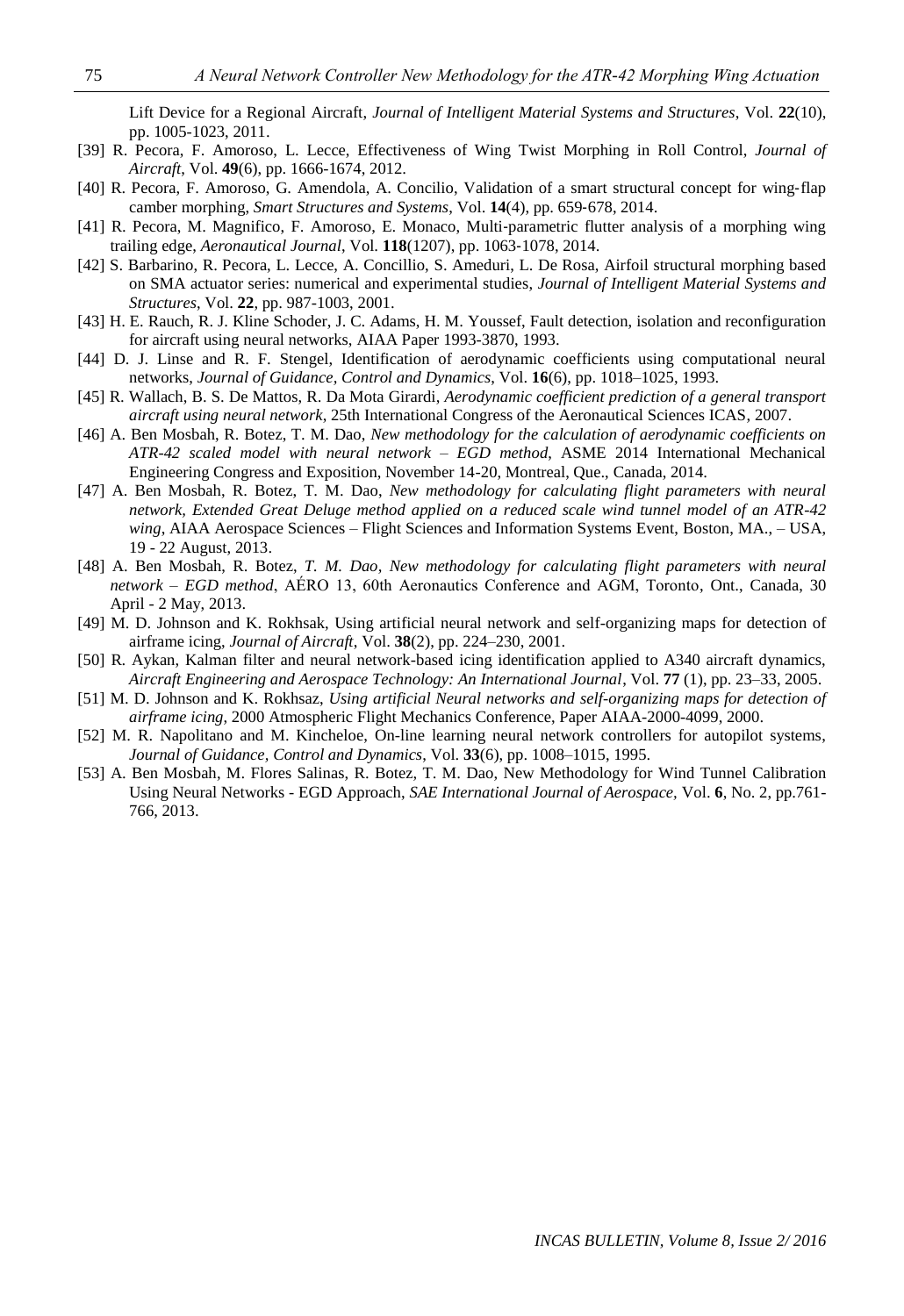Lift Device for a Regional Aircraft, *Journal of Intelligent Material Systems and Structures*, Vol. **22**(10), pp. 1005-1023, 2011.

[39] R. Pecora, F. Amoroso, L. Lecce, Effectiveness of Wing Twist Morphing in Roll Control, *Journal of Aircraft*, Vol. **49**(6), pp. 1666-1674, 2012.

[40] R. Pecora, F. Amoroso, G. Amendola, A. Concilio, Validation of a smart structural concept for wing-flap camber morphing, *Smart Structures and Systems*, Vol. **14**(4), pp. 659-678, 2014.

[41] R. Pecora, M. Magnifico, F. Amoroso, E. Monaco, Multi-parametric flutter analysis of a morphing wing trailing edge, *Aeronautical Journal*, Vol. **118**(1207), pp. 1063-1078, 2014.

[42] S. Barbarino, R. Pecora, L. Lecce, A. Concillio, S. Ameduri, L. De Rosa, Airfoil structural morphing based on SMA actuator series: numerical and experimental studies, *Journal of Intelligent Material Systems and Structures*, Vol. **22**, pp. 987-1003, 2001.

[43] H. E. Rauch, R. J. Kline Schoder, J. C. Adams, H. M. Youssef, Fault detection, isolation and reconfiguration for aircraft using neural networks, AIAA Paper 1993-3870, 1993.

[44] D. J. Linse and R. F. Stengel, Identification of aerodynamic coefficients using computational neural networks, *Journal of Guidance, Control and Dynamics*, Vol. **16**(6), pp. 1018–1025, 1993.

[45] R. Wallach, B. S. De Mattos, R. Da Mota Girardi, *Aerodynamic coefficient prediction of a general transport aircraft using neural network*, 25th International Congress of the Aeronautical Sciences ICAS, 2007.

[46] A. Ben Mosbah, R. Botez, T. M. Dao, *New methodology for the calculation of aerodynamic coefficients on ATR-42 scaled model with neural network – EGD method*, ASME 2014 International Mechanical Engineering Congress and Exposition, November 14-20, Montreal, Que., Canada, 2014.

[47] A. Ben Mosbah, R. Botez, T. M. Dao, *New methodology for calculating flight parameters with neural network, Extended Great Deluge method applied on a reduced scale wind tunnel model of an ATR-42 wing*, AIAA Aerospace Sciences – Flight Sciences and Information Systems Event, Boston, MA., – USA, 19 - 22 August, 2013.

[48] A. Ben Mosbah, R. Botez, *T. M. Dao, New methodology for calculating flight parameters with neural network – EGD method*, AÉRO 13, 60th Aeronautics Conference and AGM, Toronto, Ont., Canada, 30 April - 2 May, 2013.

[49] M. D. Johnson and K. Rokhsak, Using artificial neural network and self-organizing maps for detection of airframe icing, *Journal of Aircraft*, Vol. **38**(2), pp. 224–230, 2001.

[50] R. Aykan, Kalman filter and neural network-based icing identification applied to A340 aircraft dynamics, *Aircraft Engineering and Aerospace Technology: An International Journal*, Vol. **77** (1), pp. 23–33, 2005.

[51] M. D. Johnson and K. Rokhsaz, *Using artificial Neural networks and self-organizing maps for detection of airframe icing*, 2000 Atmospheric Flight Mechanics Conference, Paper AIAA-2000-4099, 2000.

[52] M. R. Napolitano and M. Kincheloe, On-line learning neural network controllers for autopilot systems, *Journal of Guidance, Control and Dynamics*, Vol. **33**(6), pp. 1008–1015, 1995.

[53] A. Ben Mosbah, M. Flores Salinas, R. Botez, T. M. Dao, New Methodology for Wind Tunnel Calibration Using Neural Networks - EGD Approach, *SAE International Journal of Aerospace*, Vol. **6**, No. 2, pp.761-766, 2013.